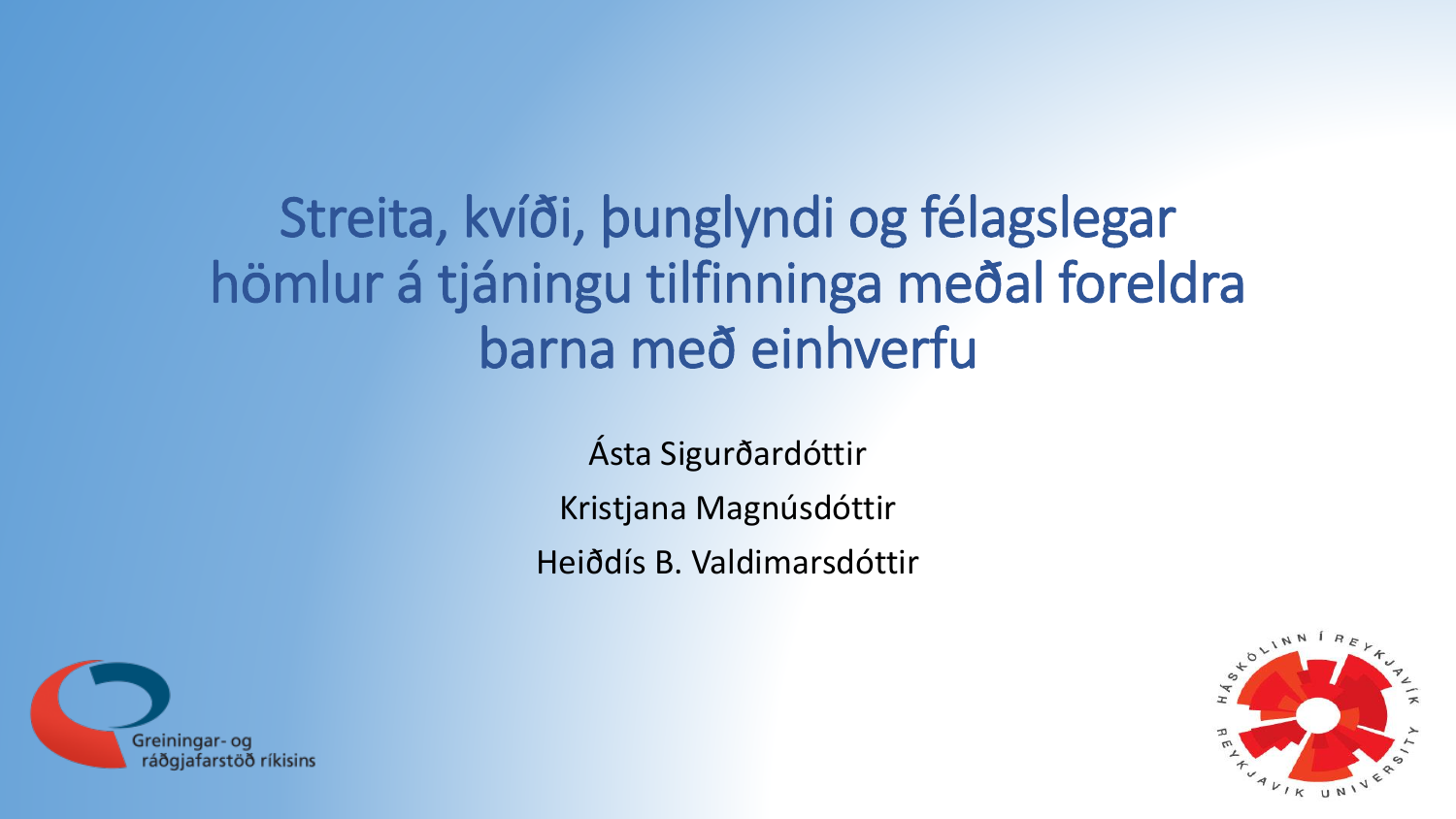# Streita, kvíði, þunglyndi og félagslegar hömlur á tjáningu tilfinninga meðal foreldra barna með einhverfu

Ásta Sigurðardóttir

Kristjana Magnúsdóttir

Heiðdís B. Valdimarsdóttir

Greiningar- og ráðgjafarstöð ríkisins

Háskólinn í Reykjavík – Reykjavik University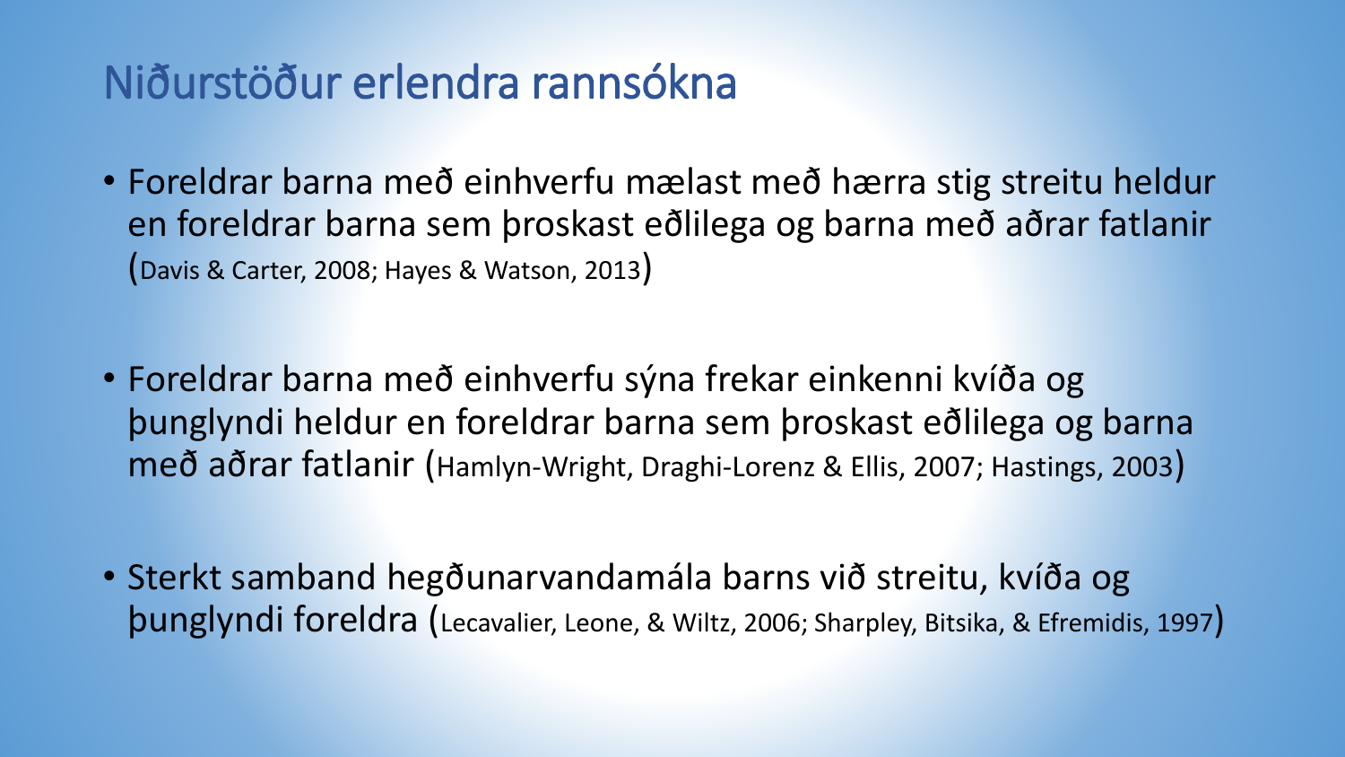# Niðurstöður erlendra rannsókna

- Foreldrar barna með einhverfu mælast með hærra stig streitu heldur en foreldrar barna sem þroskast eðlilega og barna með aðrar fatlanir (Davis & Carter, 2008; Hayes & Watson, 2013)

- Foreldrar barna með einhverfu sýna frekar einkenni kvíða og þunglyndi heldur en foreldrar barna sem þroskast eðlilega og barna með aðrar fatlanir (Hamlyn-Wright, Draghi-Lorenz & Ellis, 2007; Hastings, 2003)

- Sterkt samband hegðunarvandamála barns við streitu, kvíða og þunglyndi foreldra (Lecavalier, Leone, & Wiltz, 2006; Sharpley, Bitsika, & Efremidis, 1997)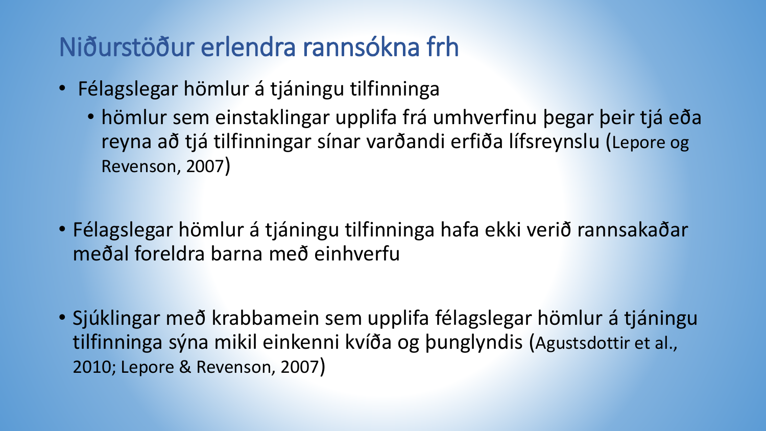# Niðurstöður erlendra rannsókna frh

- Félagslegar hömlur á tjáningu tilfinninga
  - hömlur sem einstaklingar upplifa frá umhverfinu þegar þeir tjá eða reyna að tjá tilfinningar sínar varðandi erfiða lífsreynslu (Lepore og Revenson, 2007)

- Félagslegar hömlur á tjáningu tilfinninga hafa ekki verið rannsakaðar meðal foreldra barna með einhverfu

- Sjúklingar með krabbamein sem upplifa félagslegar hömlur á tjáningu tilfinninga sýna mikil einkenni kvíða og þunglyndis (Agustsdottir et al., 2010; Lepore & Revenson, 2007)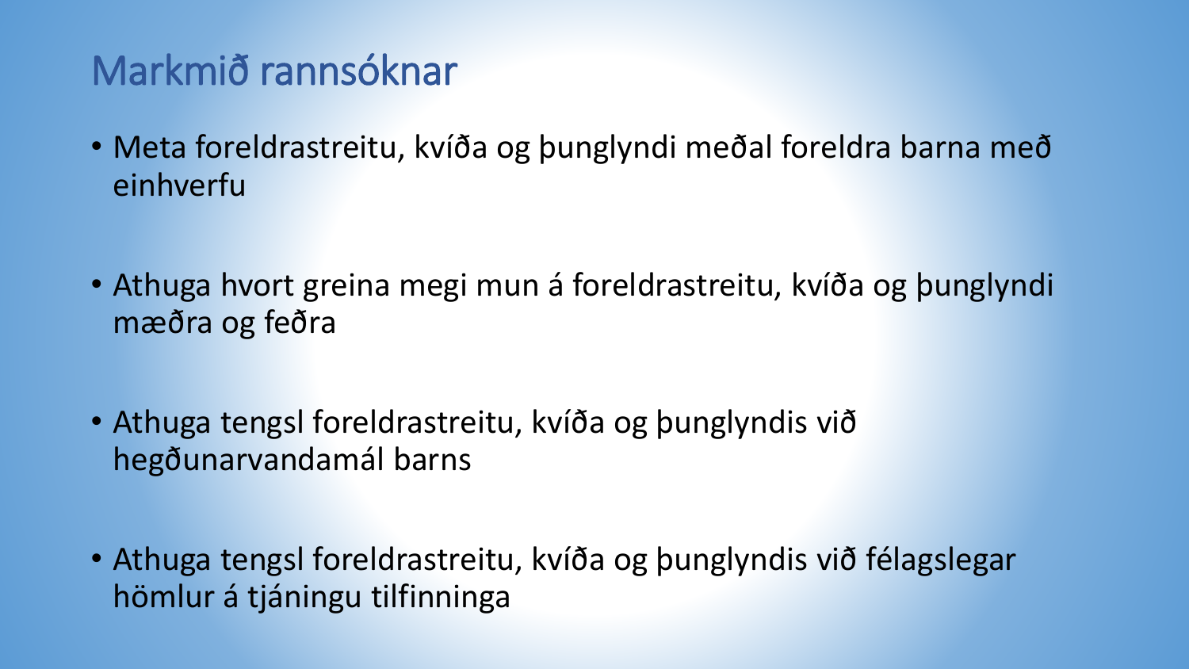# Markmið rannsóknar

- Meta foreldrastreitu, kvíða og þunglyndi meðal foreldra barna með einhverfu
- Athuga hvort greina megi mun á foreldrastreitu, kvíða og þunglyndi mæðra og feðra
- Athuga tengsl foreldrastreitu, kvíða og þunglyndis við hegðunarvandamál barns
- Athuga tengsl foreldrastreitu, kvíða og þunglyndis við félagslegar hömlur á tjáningu tilfinninga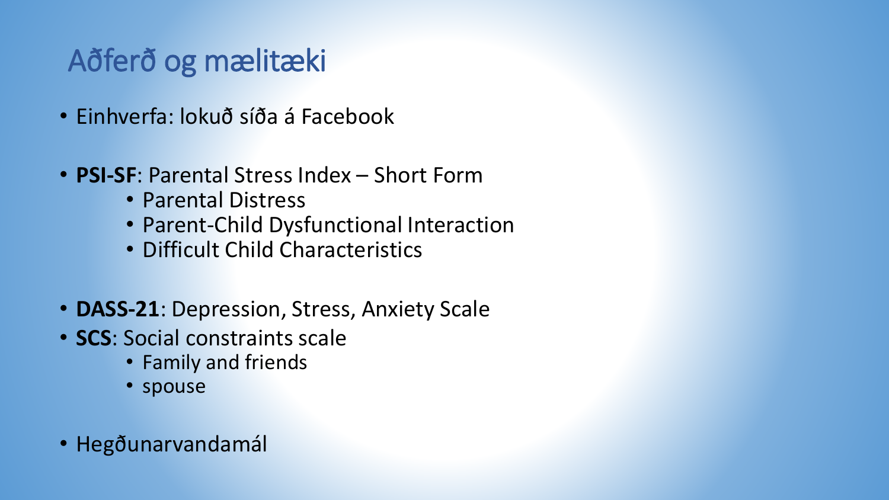# Aðferð og mælitæki

- Einhverfa: lokuð síða á Facebook

- **PSI-SF**: Parental Stress Index – Short Form
  - Parental Distress
  - Parent-Child Dysfunctional Interaction
  - Difficult Child Characteristics

- **DASS-21**: Depression, Stress, Anxiety Scale
- **SCS**: Social constraints scale
  - Family and friends
  - spouse

- Hegðunarvandamál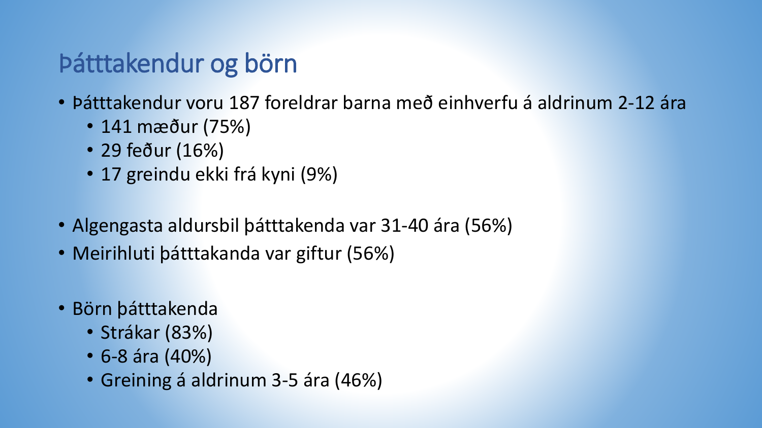# Þátttakendur og börn

- Þátttakendur voru 187 foreldrar barna með einhverfu á aldrinum 2-12 ára
  - 141 mæður (75%)
  - 29 feður (16%)
  - 17 greindu ekki frá kyni (9%)

- Algengasta aldursbil þátttakenda var 31-40 ára (56%)
- Meirihluti þátttakanda var giftur (56%)

- Börn þátttakenda
  - Strákar (83%)
  - 6-8 ára (40%)
  - Greining á aldrinum 3-5 ára (46%)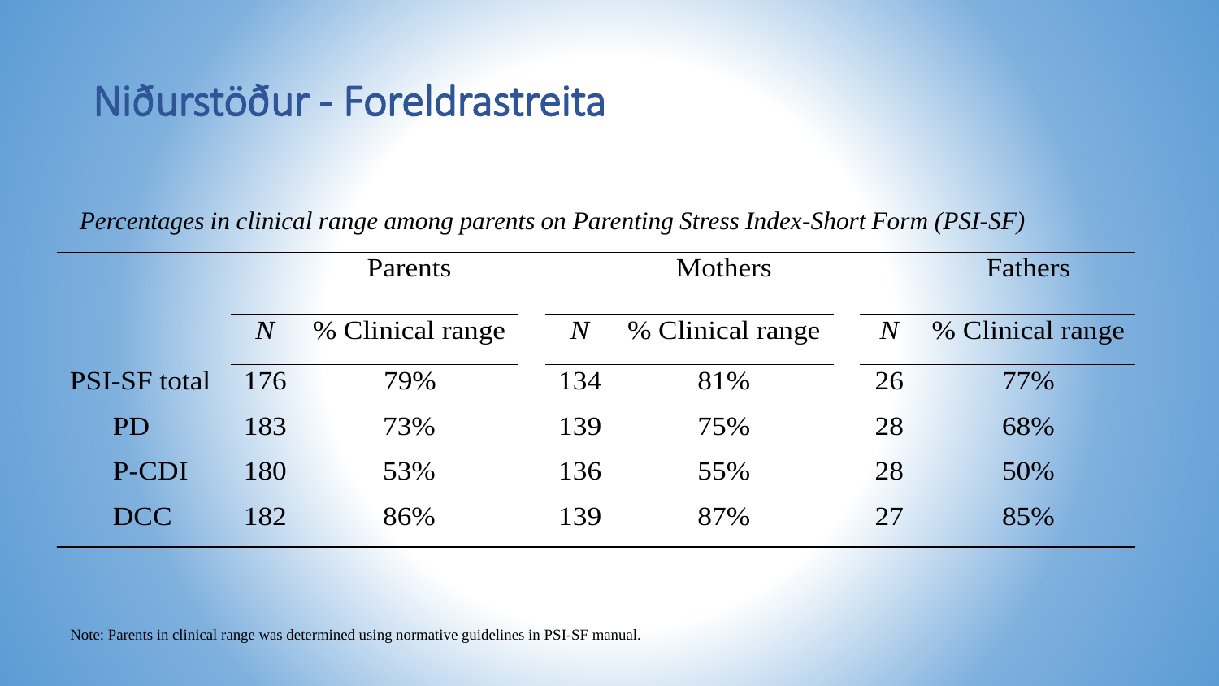# Niðurstöður - Foreldrastreita

*Percentages in clinical range among parents on Parenting Stress Index-Short Form (PSI-SF)*

| | Parents | | Mothers | | Fathers | |
|---|---|---|---|---|---|---|
| | *N* | % Clinical range | *N* | % Clinical range | *N* | % Clinical range |
| PSI-SF total | 176 | 79% | 134 | 81% | 26 | 77% |
| PD | 183 | 73% | 139 | 75% | 28 | 68% |
| P-CDI | 180 | 53% | 136 | 55% | 28 | 50% |
| DCC | 182 | 86% | 139 | 87% | 27 | 85% |

Note: Parents in clinical range was determined using normative guidelines in PSI-SF manual.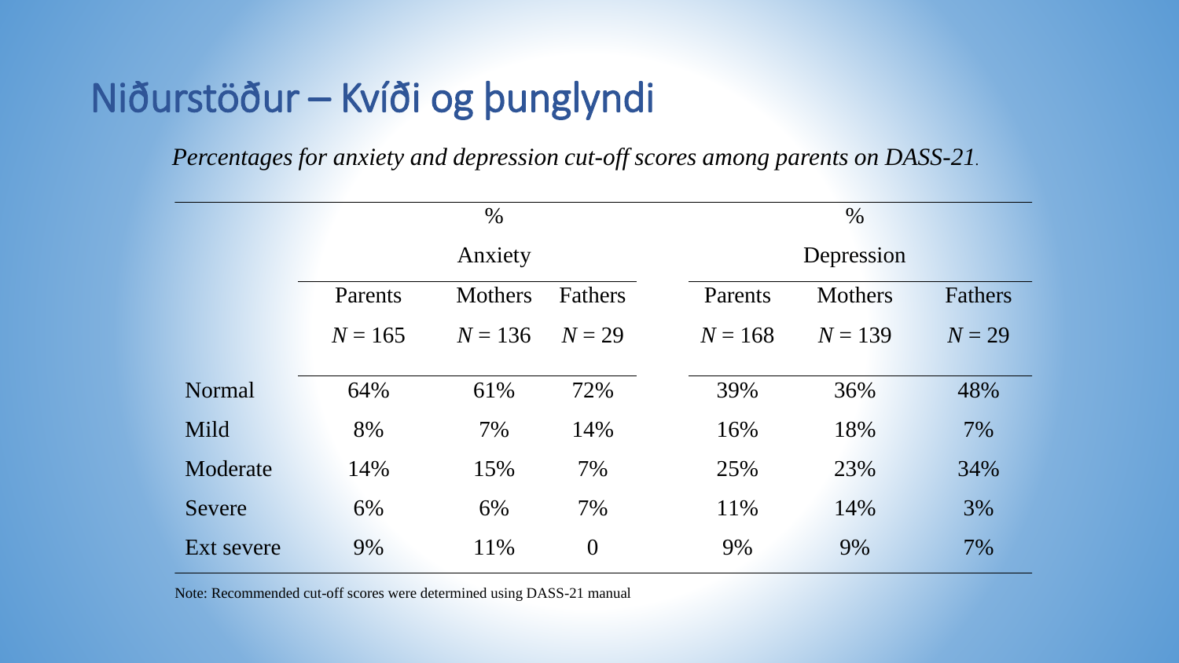# Niðurstöður – Kvíði og þunglyndi

*Percentages for anxiety and depression cut-off scores among parents on DASS-21.*

| | % | | | % | | |
|---|---|---|---|---|---|---|
| | Anxiety | | | Depression | | |
| | Parents | Mothers | Fathers | Parents | Mothers | Fathers |
| | $N = 165$ | $N = 136$ | $N = 29$ | $N = 168$ | $N = 139$ | $N = 29$ |
| Normal | 64% | 61% | 72% | 39% | 36% | 48% |
| Mild | 8% | 7% | 14% | 16% | 18% | 7% |
| Moderate | 14% | 15% | 7% | 25% | 23% | 34% |
| Severe | 6% | 6% | 7% | 11% | 14% | 3% |
| Ext severe | 9% | 11% | 0 | 9% | 9% | 7% |

Note: Recommended cut-off scores were determined using DASS-21 manual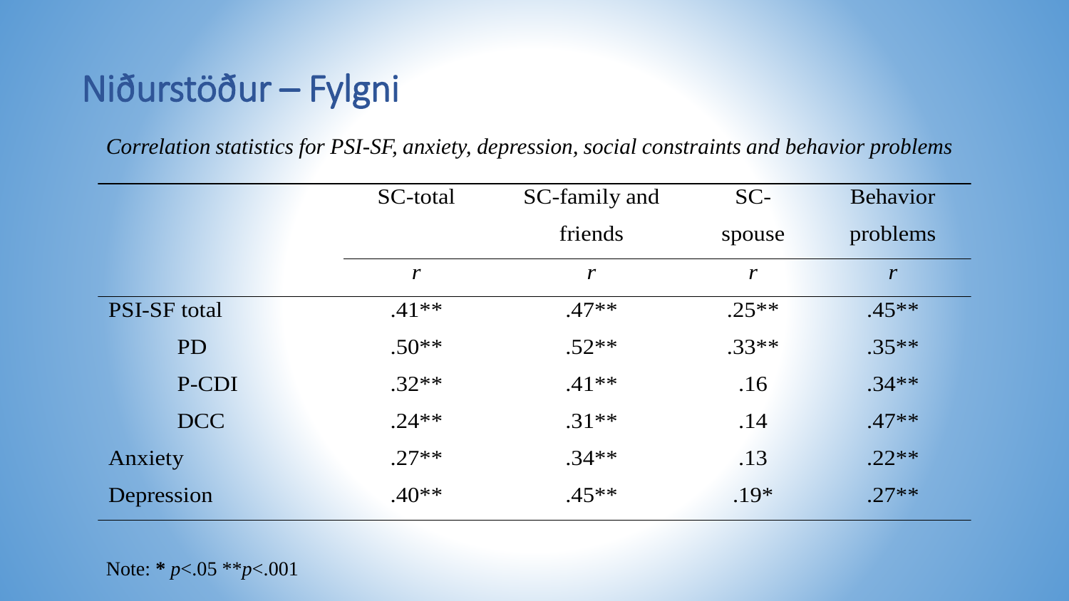# Niðurstöður – Fylgni

*Correlation statistics for PSI-SF, anxiety, depression, social constraints and behavior problems*

| | SC-total | SC-family and friends | SC-spouse | Behavior problems |
|---|---|---|---|---|
| | *r* | *r* | *r* | *r* |
| PSI-SF total | .41** | .47** | .25** | .45** |
| PD | .50** | .52** | .33** | .35** |
| P-CDI | .32** | .41** | .16 | .34** |
| DCC | .24** | .31** | .14 | .47** |
| Anxiety | .27** | .34** | .13 | .22** |
| Depression | .40** | .45** | .19* | .27** |

Note: * $p<.05$ ** $p<.001$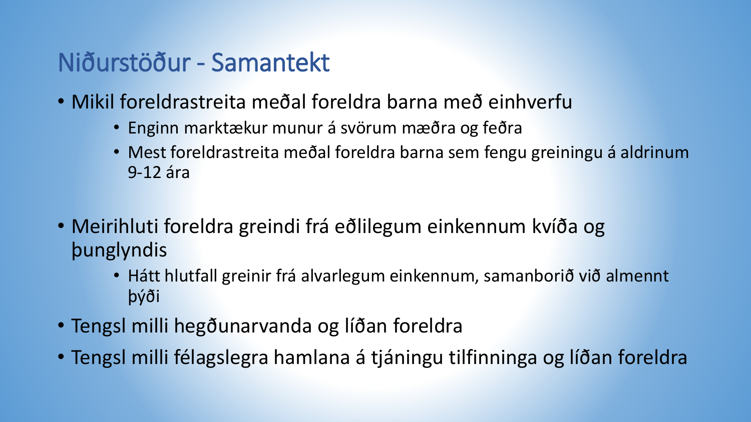# Niðurstöður - Samantekt

- Mikil foreldrastreita meðal foreldra barna með einhverfu
    - Enginn marktækur munur á svörum mæðra og feðra
    - Mest foreldrastreita meðal foreldra barna sem fengu greiningu á aldrinum 9-12 ára
- Meirihluti foreldra greindi frá eðlilegum einkennum kvíða og þunglyndis
    - Hátt hlutfall greinir frá alvarlegum einkennum, samanborið við almennt þýði
- Tengsl milli hegðunarvanda og líðan foreldra
- Tengsl milli félagslegra hamlana á tjáningu tilfinninga og líðan foreldra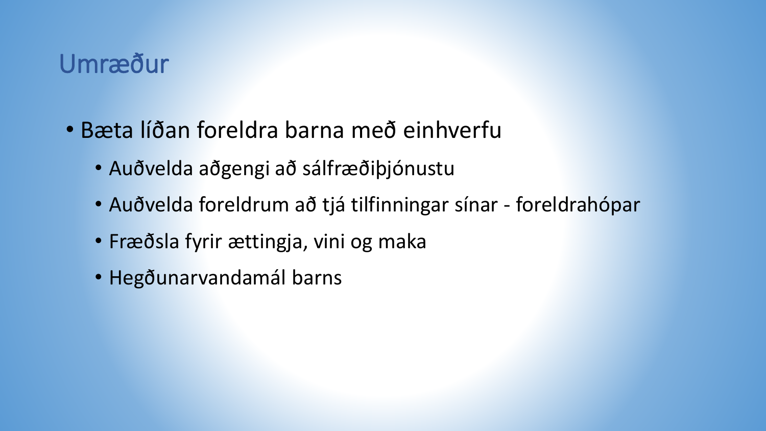# Umræður

- Bæta líðan foreldra barna með einhverfu
  - Auðvelda aðgengi að sálfræðiþjónustu
  - Auðvelda foreldrum að tjá tilfinningar sínar - foreldrahópar
  - Fræðsla fyrir ættingja, vini og maka
  - Hegðunarvandamál barns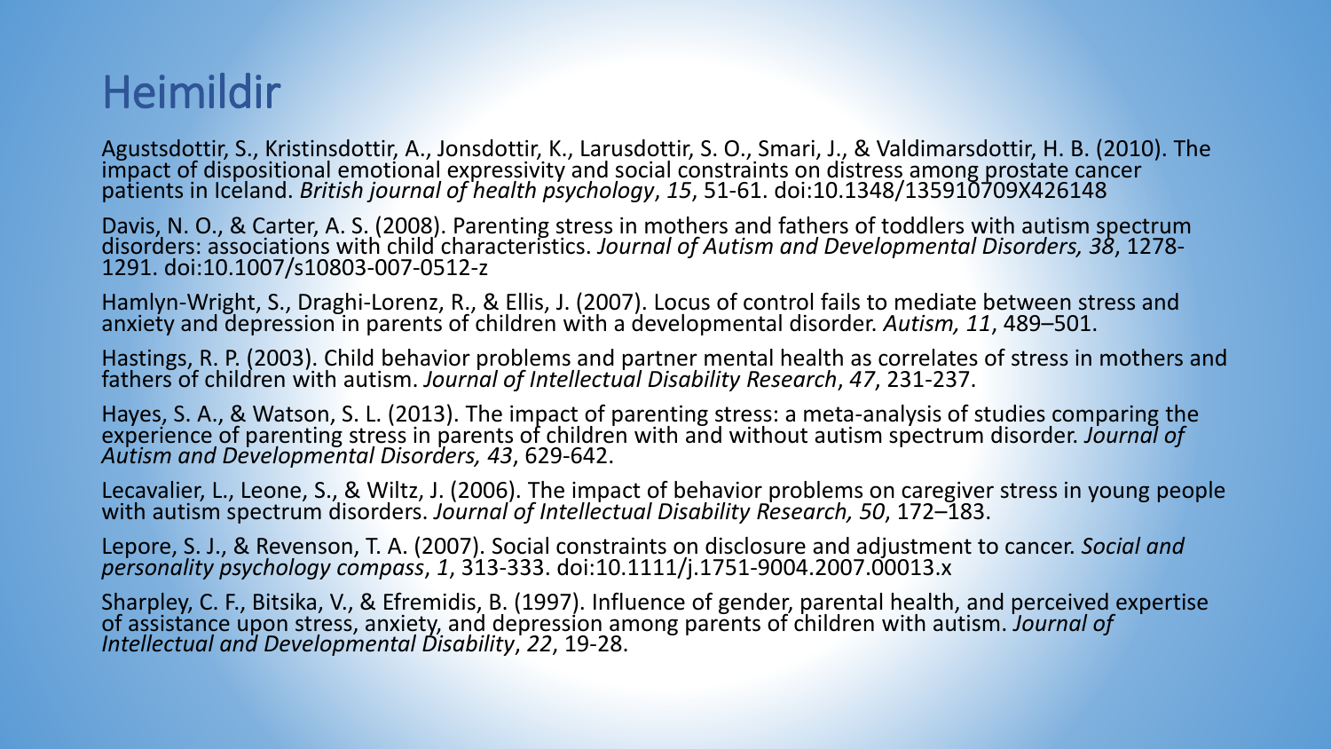# Heimildir

Agustsdottir, S., Kristinsdottir, A., Jonsdottir, K., Larusdottir, S. O., Smari, J., & Valdimarsdottir, H. B. (2010). The impact of dispositional emotional expressivity and social constraints on distress among prostate cancer patients in Iceland. *British journal of health psychology*, *15*, 51-61. doi:10.1348/135910709X426148

Davis, N. O., & Carter, A. S. (2008). Parenting stress in mothers and fathers of toddlers with autism spectrum disorders: associations with child characteristics. *Journal of Autism and Developmental Disorders, 38*, 1278-1291. doi:10.1007/s10803-007-0512-z

Hamlyn-Wright, S., Draghi-Lorenz, R., & Ellis, J. (2007). Locus of control fails to mediate between stress and anxiety and depression in parents of children with a developmental disorder. *Autism, 11*, 489–501.

Hastings, R. P. (2003). Child behavior problems and partner mental health as correlates of stress in mothers and fathers of children with autism. *Journal of Intellectual Disability Research*, *47*, 231-237.

Hayes, S. A., & Watson, S. L. (2013). The impact of parenting stress: a meta-analysis of studies comparing the experience of parenting stress in parents of children with and without autism spectrum disorder. *Journal of Autism and Developmental Disorders, 43*, 629-642.

Lecavalier, L., Leone, S., & Wiltz, J. (2006). The impact of behavior problems on caregiver stress in young people with autism spectrum disorders. *Journal of Intellectual Disability Research, 50*, 172–183.

Lepore, S. J., & Revenson, T. A. (2007). Social constraints on disclosure and adjustment to cancer. *Social and personality psychology compass*, *1*, 313-333. doi:10.1111/j.1751-9004.2007.00013.x

Sharpley, C. F., Bitsika, V., & Efremidis, B. (1997). Influence of gender, parental health, and perceived expertise of assistance upon stress, anxiety, and depression among parents of children with autism. *Journal of Intellectual and Developmental Disability*, *22*, 19-28.